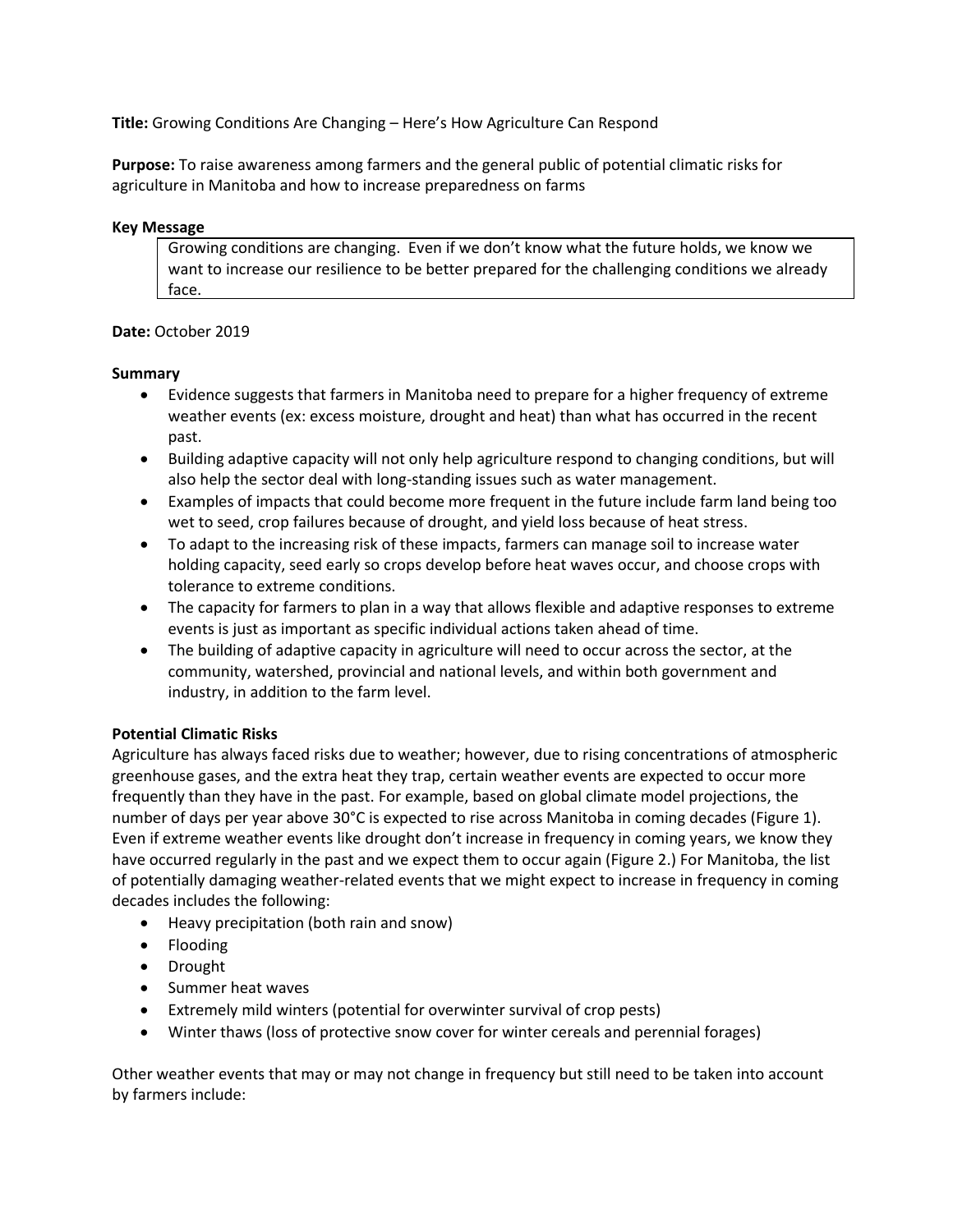**Title:** Growing Conditions Are Changing – Here's How Agriculture Can Respond

**Purpose:** To raise awareness among farmers and the general public of potential climatic risks for agriculture in Manitoba and how to increase preparedness on farms

**Key Message**

> Growing conditions are changing. Even if we don't know what the future holds, we know we want to increase our resilience to be better prepared for the challenging conditions we already face.

**Date:** October 2019

**Summary**

- Evidence suggests that farmers in Manitoba need to prepare for a higher frequency of extreme weather events (ex: excess moisture, drought and heat) than what has occurred in the recent past.
- Building adaptive capacity will not only help agriculture respond to changing conditions, but will also help the sector deal with long-standing issues such as water management.
- Examples of impacts that could become more frequent in the future include farm land being too wet to seed, crop failures because of drought, and yield loss because of heat stress.
- To adapt to the increasing risk of these impacts, farmers can manage soil to increase water holding capacity, seed early so crops develop before heat waves occur, and choose crops with tolerance to extreme conditions.
- The capacity for farmers to plan in a way that allows flexible and adaptive responses to extreme events is just as important as specific individual actions taken ahead of time.
- The building of adaptive capacity in agriculture will need to occur across the sector, at the community, watershed, provincial and national levels, and within both government and industry, in addition to the farm level.

**Potential Climatic Risks**

Agriculture has always faced risks due to weather; however, due to rising concentrations of atmospheric greenhouse gases, and the extra heat they trap, certain weather events are expected to occur more frequently than they have in the past. For example, based on global climate model projections, the number of days per year above 30°C is expected to rise across Manitoba in coming decades (Figure 1). Even if extreme weather events like drought don't increase in frequency in coming years, we know they have occurred regularly in the past and we expect them to occur again (Figure 2.) For Manitoba, the list of potentially damaging weather-related events that we might expect to increase in frequency in coming decades includes the following:

- Heavy precipitation (both rain and snow)
- Flooding
- Drought
- Summer heat waves
- Extremely mild winters (potential for overwinter survival of crop pests)
- Winter thaws (loss of protective snow cover for winter cereals and perennial forages)

Other weather events that may or may not change in frequency but still need to be taken into account by farmers include: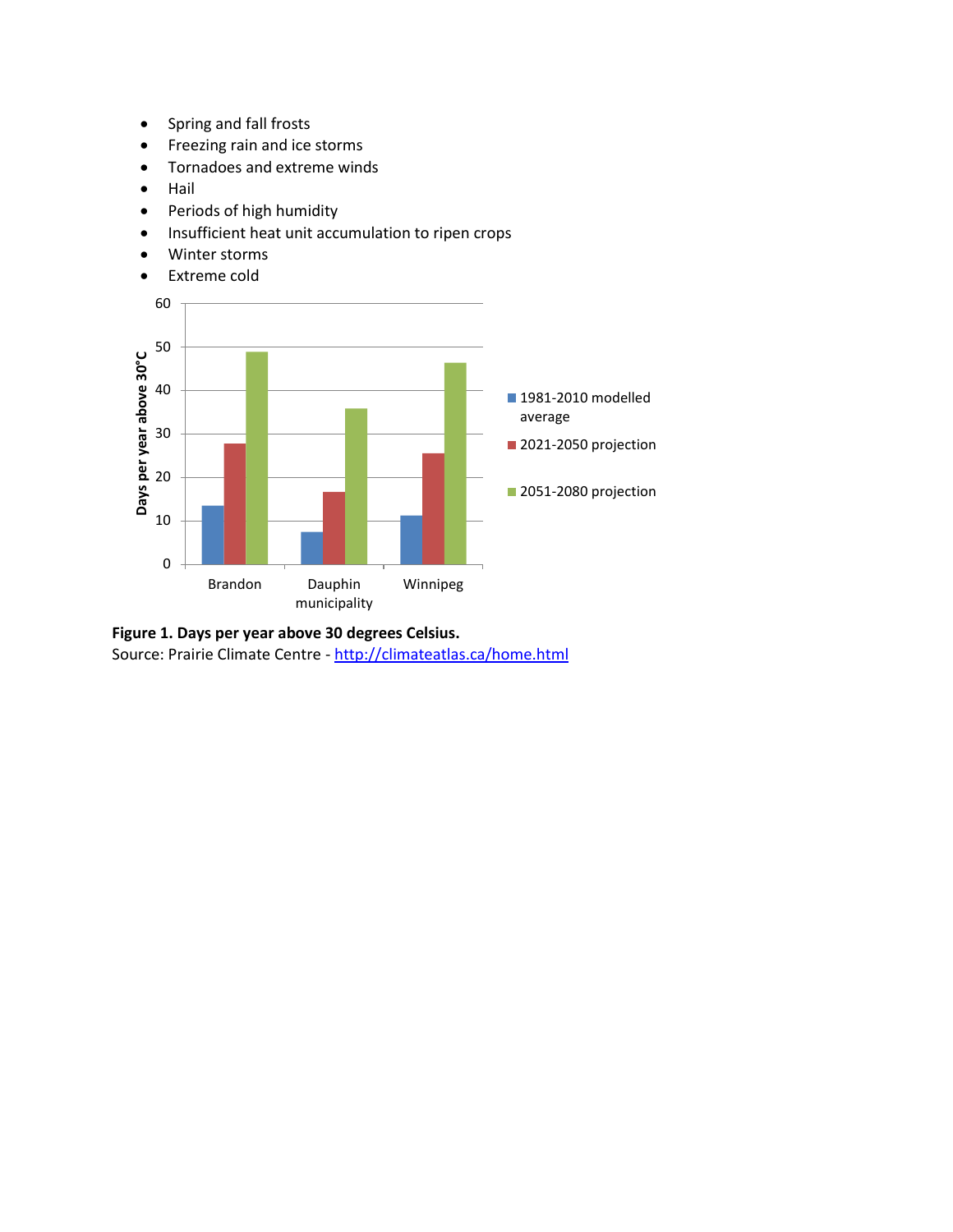- Spring and fall frosts
- Freezing rain and ice storms
- Tornadoes and extreme winds
- Hail
- Periods of high humidity
- Insufficient heat unit accumulation to ripen crops
- Winter storms
- Extreme cold

**Figure 1. Days per year above 30 degrees Celsius.**
Source: Prairie Climate Centre - http://climateatlas.ca/home.html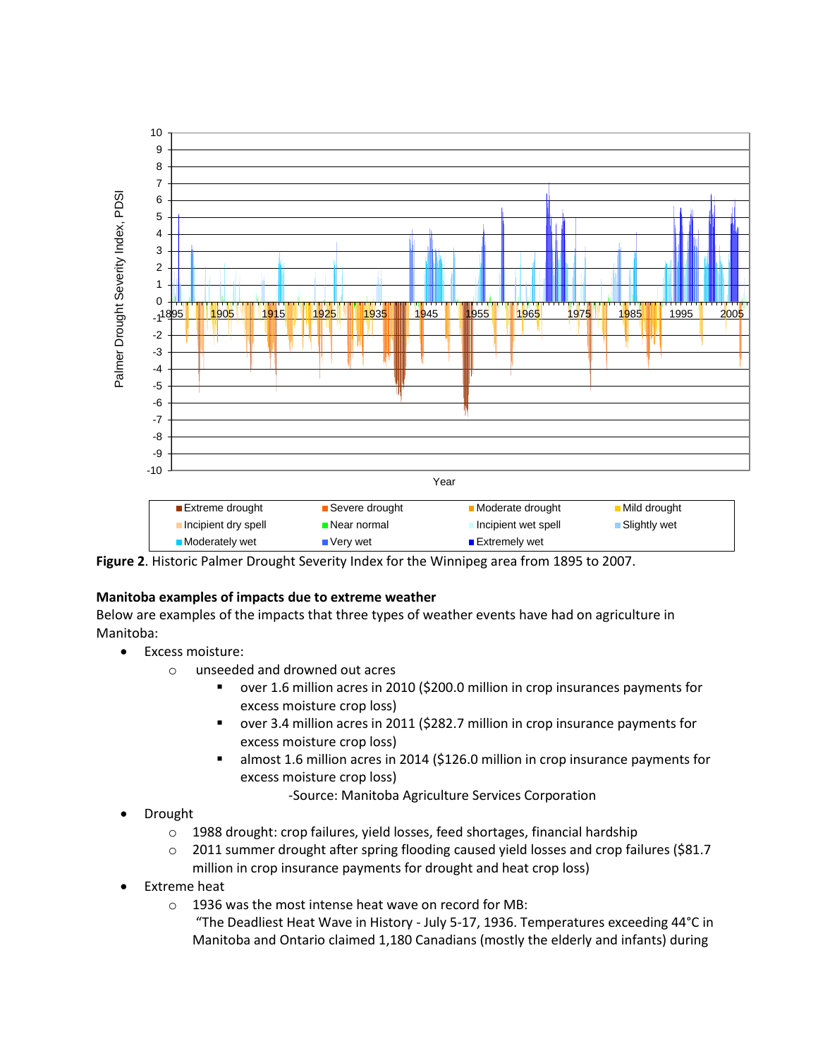Figure 2. Historic Palmer Drought Severity Index for the Winnipeg area from 1895 to 2007.

**Manitoba examples of impacts due to extreme weather**

Below are examples of the impacts that three types of weather events have had on agriculture in Manitoba:

- Excess moisture:
  - unseeded and drowned out acres
    - over 1.6 million acres in 2010 ($200.0 million in crop insurances payments for excess moisture crop loss)
    - over 3.4 million acres in 2011 ($282.7 million in crop insurance payments for excess moisture crop loss)
    - almost 1.6 million acres in 2014 ($126.0 million in crop insurance payments for excess moisture crop loss)

      -Source: Manitoba Agriculture Services Corporation
- Drought
  - 1988 drought: crop failures, yield losses, feed shortages, financial hardship
  - 2011 summer drought after spring flooding caused yield losses and crop failures ($81.7 million in crop insurance payments for drought and heat crop loss)
- Extreme heat
  - 1936 was the most intense heat wave on record for MB:
    "The Deadliest Heat Wave in History - July 5-17, 1936. Temperatures exceeding 44°C in Manitoba and Ontario claimed 1,180 Canadians (mostly the elderly and infants) during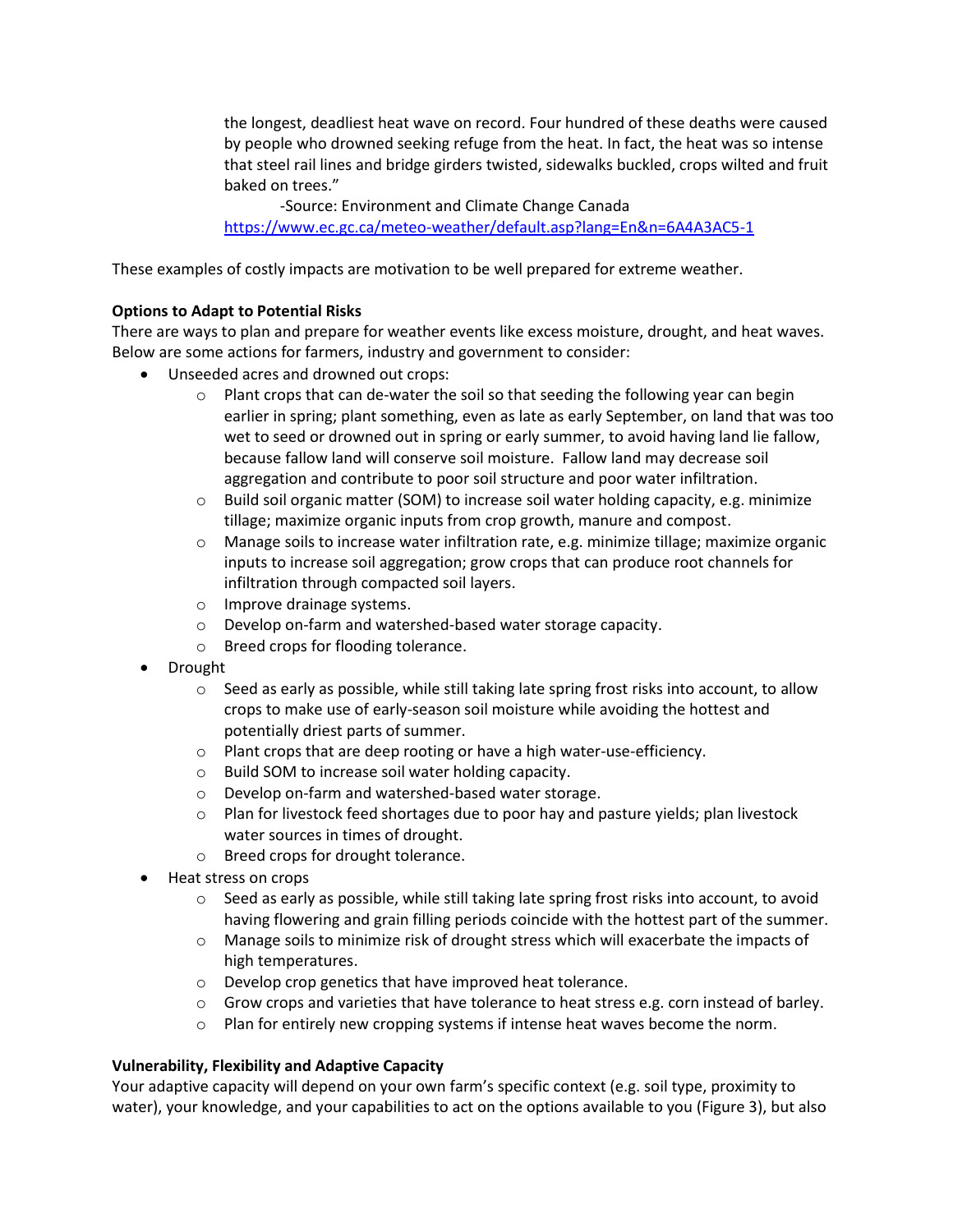> the longest, deadliest heat wave on record. Four hundred of these deaths were caused by people who drowned seeking refuge from the heat. In fact, the heat was so intense that steel rail lines and bridge girders twisted, sidewalks buckled, crops wilted and fruit baked on trees."
>
> -Source: Environment and Climate Change Canada
> https://www.ec.gc.ca/meteo-weather/default.asp?lang=En&n=6A4A3AC5-1

These examples of costly impacts are motivation to be well prepared for extreme weather.

**Options to Adapt to Potential Risks**

There are ways to plan and prepare for weather events like excess moisture, drought, and heat waves. Below are some actions for farmers, industry and government to consider:

- Unseeded acres and drowned out crops:
  - Plant crops that can de-water the soil so that seeding the following year can begin earlier in spring; plant something, even as late as early September, on land that was too wet to seed or drowned out in spring or early summer, to avoid having land lie fallow, because fallow land will conserve soil moisture. Fallow land may decrease soil aggregation and contribute to poor soil structure and poor water infiltration.
  - Build soil organic matter (SOM) to increase soil water holding capacity, e.g. minimize tillage; maximize organic inputs from crop growth, manure and compost.
  - Manage soils to increase water infiltration rate, e.g. minimize tillage; maximize organic inputs to increase soil aggregation; grow crops that can produce root channels for infiltration through compacted soil layers.
  - Improve drainage systems.
  - Develop on-farm and watershed-based water storage capacity.
  - Breed crops for flooding tolerance.
- Drought
  - Seed as early as possible, while still taking late spring frost risks into account, to allow crops to make use of early-season soil moisture while avoiding the hottest and potentially driest parts of summer.
  - Plant crops that are deep rooting or have a high water-use-efficiency.
  - Build SOM to increase soil water holding capacity.
  - Develop on-farm and watershed-based water storage.
  - Plan for livestock feed shortages due to poor hay and pasture yields; plan livestock water sources in times of drought.
  - Breed crops for drought tolerance.
- Heat stress on crops
  - Seed as early as possible, while still taking late spring frost risks into account, to avoid having flowering and grain filling periods coincide with the hottest part of the summer.
  - Manage soils to minimize risk of drought stress which will exacerbate the impacts of high temperatures.
  - Develop crop genetics that have improved heat tolerance.
  - Grow crops and varieties that have tolerance to heat stress e.g. corn instead of barley.
  - Plan for entirely new cropping systems if intense heat waves become the norm.

**Vulnerability, Flexibility and Adaptive Capacity**

Your adaptive capacity will depend on your own farm's specific context (e.g. soil type, proximity to water), your knowledge, and your capabilities to act on the options available to you (Figure 3), but also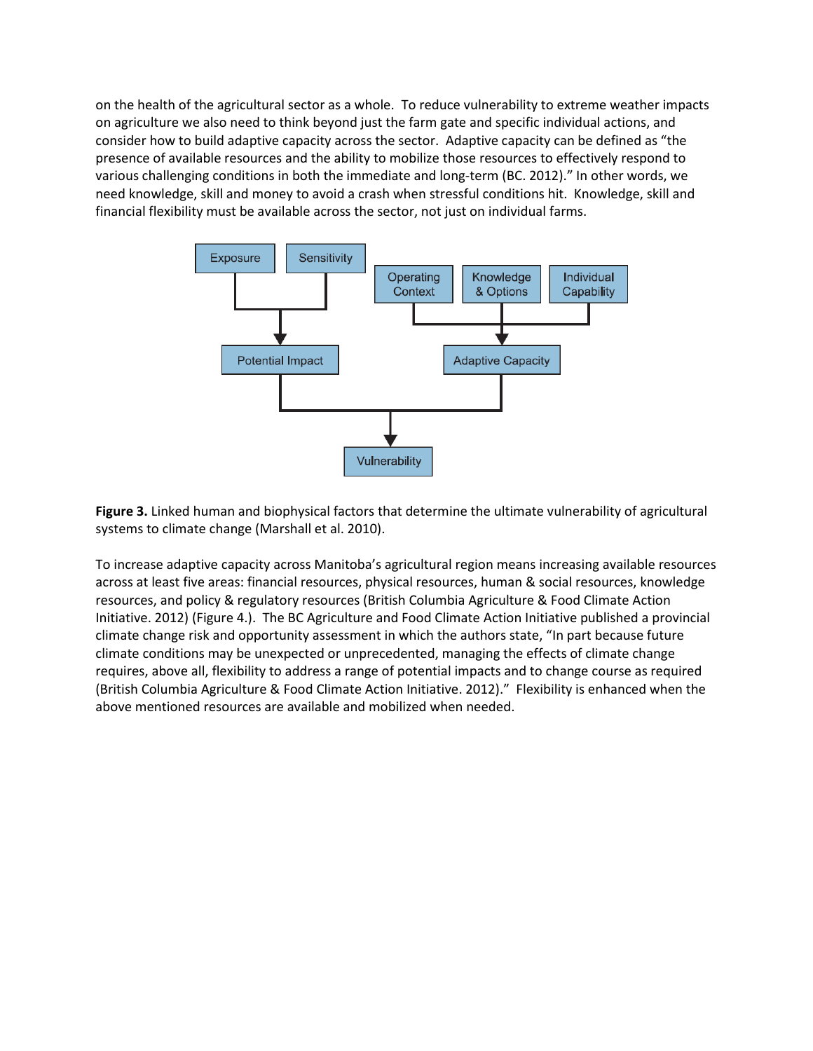on the health of the agricultural sector as a whole. To reduce vulnerability to extreme weather impacts on agriculture we also need to think beyond just the farm gate and specific individual actions, and consider how to build adaptive capacity across the sector. Adaptive capacity can be defined as "the presence of available resources and the ability to mobilize those resources to effectively respond to various challenging conditions in both the immediate and long-term (BC. 2012)." In other words, we need knowledge, skill and money to avoid a crash when stressful conditions hit. Knowledge, skill and financial flexibility must be available across the sector, not just on individual farms.

**Figure 3.** Linked human and biophysical factors that determine the ultimate vulnerability of agricultural systems to climate change (Marshall et al. 2010).

To increase adaptive capacity across Manitoba's agricultural region means increasing available resources across at least five areas: financial resources, physical resources, human & social resources, knowledge resources, and policy & regulatory resources (British Columbia Agriculture & Food Climate Action Initiative. 2012) (Figure 4.). The BC Agriculture and Food Climate Action Initiative published a provincial climate change risk and opportunity assessment in which the authors state, "In part because future climate conditions may be unexpected or unprecedented, managing the effects of climate change requires, above all, flexibility to address a range of potential impacts and to change course as required (British Columbia Agriculture & Food Climate Action Initiative. 2012)." Flexibility is enhanced when the above mentioned resources are available and mobilized when needed.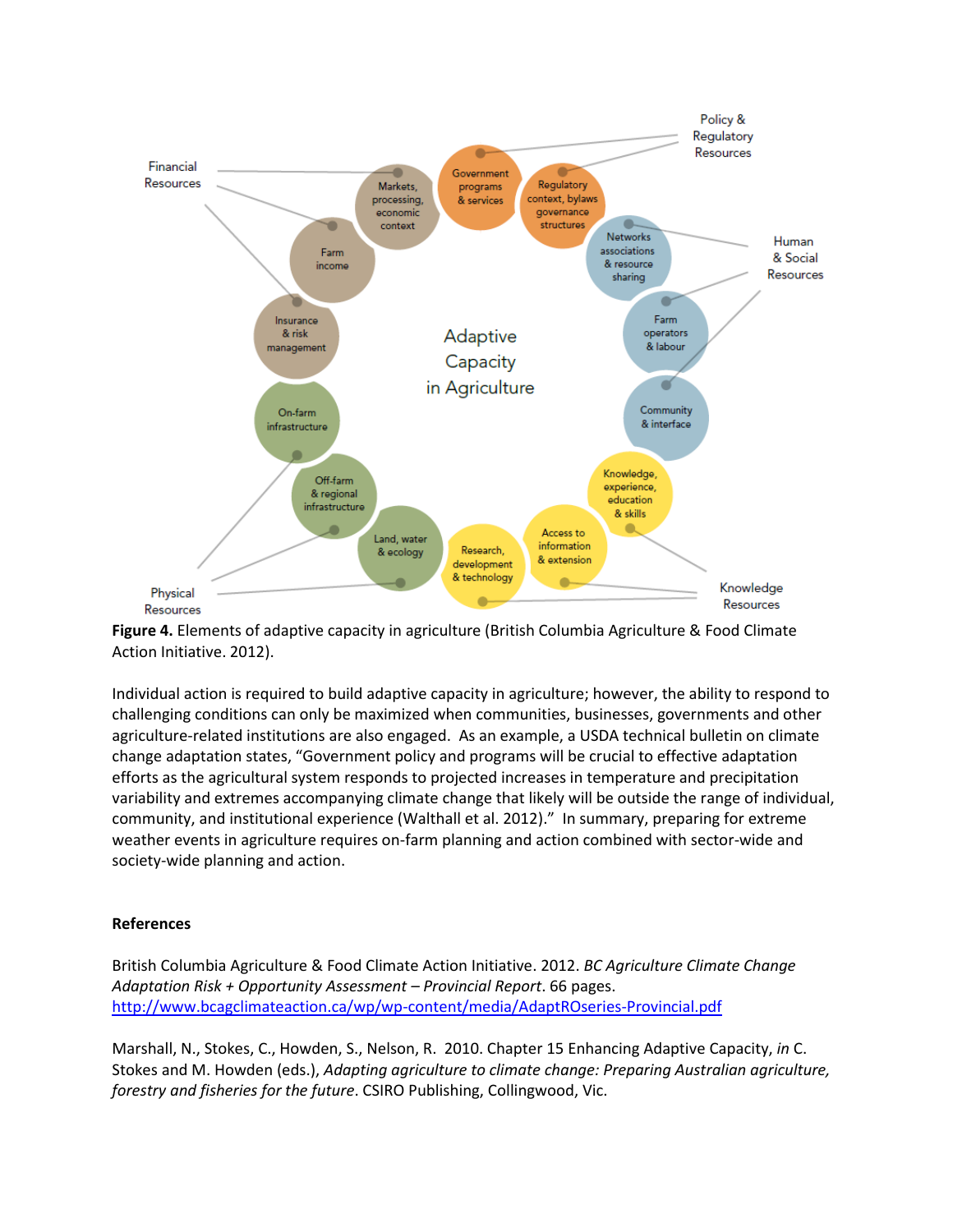Figure 4. Elements of adaptive capacity in agriculture (British Columbia Agriculture & Food Climate Action Initiative. 2012).

Individual action is required to build adaptive capacity in agriculture; however, the ability to respond to challenging conditions can only be maximized when communities, businesses, governments and other agriculture-related institutions are also engaged. As an example, a USDA technical bulletin on climate change adaptation states, "Government policy and programs will be crucial to effective adaptation efforts as the agricultural system responds to projected increases in temperature and precipitation variability and extremes accompanying climate change that likely will be outside the range of individual, community, and institutional experience (Walthall et al. 2012)." In summary, preparing for extreme weather events in agriculture requires on-farm planning and action combined with sector-wide and society-wide planning and action.

## References

British Columbia Agriculture & Food Climate Action Initiative. 2012. *BC Agriculture Climate Change Adaptation Risk + Opportunity Assessment – Provincial Report*. 66 pages. http://www.bcagclimateaction.ca/wp/wp-content/media/AdaptROseries-Provincial.pdf

Marshall, N., Stokes, C., Howden, S., Nelson, R. 2010. Chapter 15 Enhancing Adaptive Capacity, *in* C. Stokes and M. Howden (eds.), *Adapting agriculture to climate change: Preparing Australian agriculture, forestry and fisheries for the future*. CSIRO Publishing, Collingwood, Vic.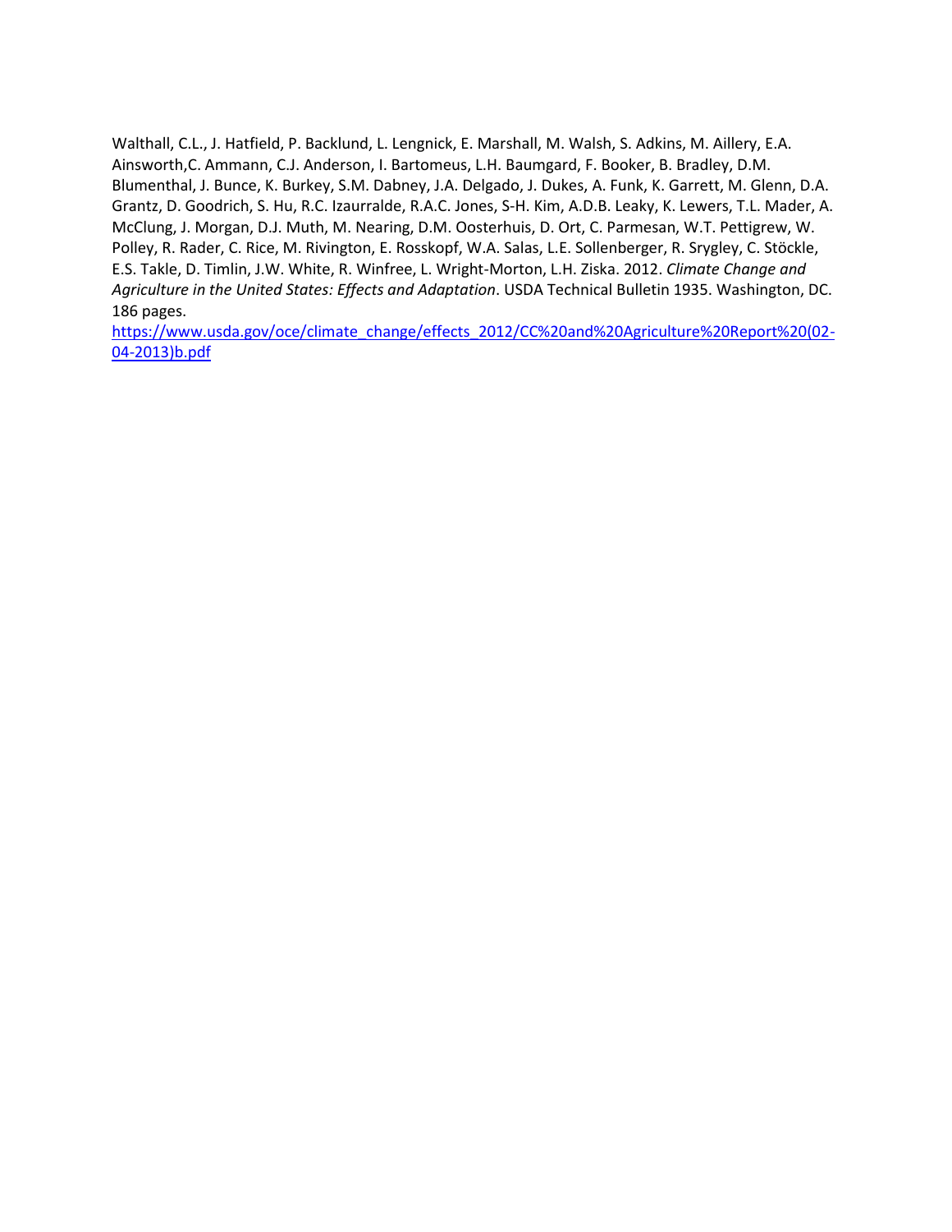Walthall, C.L., J. Hatfield, P. Backlund, L. Lengnick, E. Marshall, M. Walsh, S. Adkins, M. Aillery, E.A. Ainsworth,C. Ammann, C.J. Anderson, I. Bartomeus, L.H. Baumgard, F. Booker, B. Bradley, D.M. Blumenthal, J. Bunce, K. Burkey, S.M. Dabney, J.A. Delgado, J. Dukes, A. Funk, K. Garrett, M. Glenn, D.A. Grantz, D. Goodrich, S. Hu, R.C. Izaurralde, R.A.C. Jones, S-H. Kim, A.D.B. Leaky, K. Lewers, T.L. Mader, A. McClung, J. Morgan, D.J. Muth, M. Nearing, D.M. Oosterhuis, D. Ort, C. Parmesan, W.T. Pettigrew, W. Polley, R. Rader, C. Rice, M. Rivington, E. Rosskopf, W.A. Salas, L.E. Sollenberger, R. Srygley, C. Stöckle, E.S. Takle, D. Timlin, J.W. White, R. Winfree, L. Wright-Morton, L.H. Ziska. 2012. *Climate Change and Agriculture in the United States: Effects and Adaptation*. USDA Technical Bulletin 1935. Washington, DC. 186 pages.
https://www.usda.gov/oce/climate_change/effects_2012/CC%20and%20Agriculture%20Report%20(02-04-2013)b.pdf